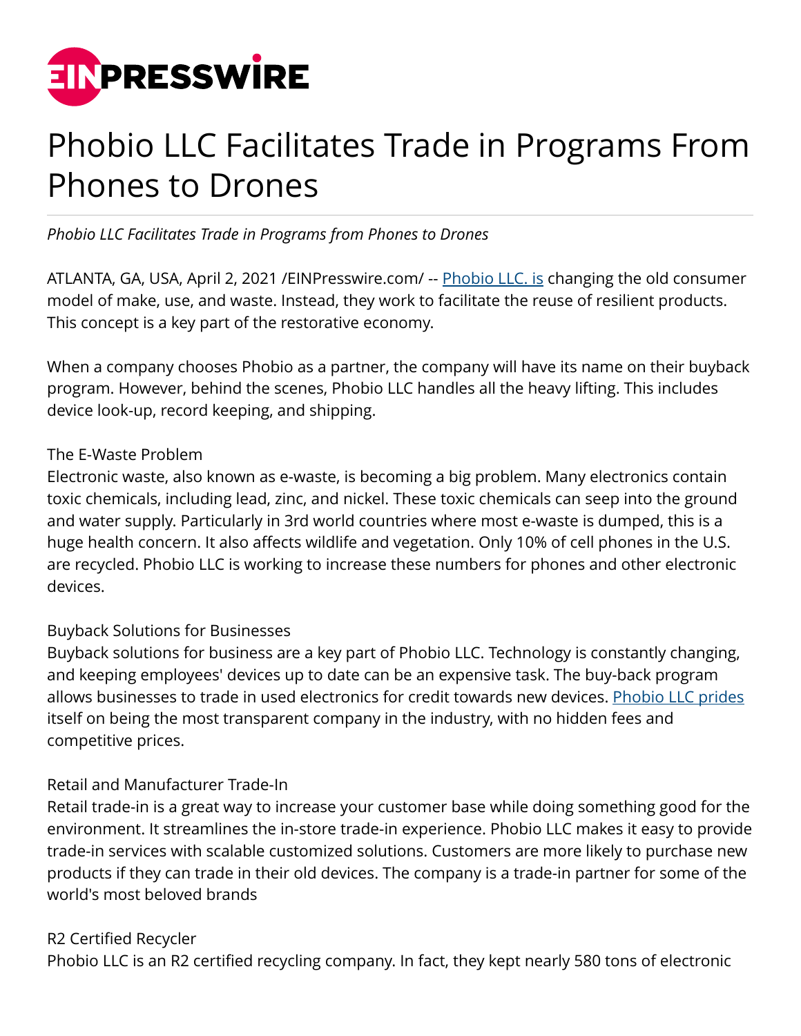# Phobio LLC Facilitates Trade in Programs From Phones to Drones

*Phobio LLC Facilitates Trade in Programs from Phones to Drones*

ATLANTA, GA, USA, April 2, 2021 /EINPresswire.com/ -- Phobio LLC. is changing the old consumer model of make, use, and waste. Instead, they work to facilitate the reuse of resilient products. This concept is a key part of the restorative economy.

When a company chooses Phobio as a partner, the company will have its name on their buyback program. However, behind the scenes, Phobio LLC handles all the heavy lifting. This includes device look-up, record keeping, and shipping.

The E-Waste Problem
Electronic waste, also known as e-waste, is becoming a big problem. Many electronics contain toxic chemicals, including lead, zinc, and nickel. These toxic chemicals can seep into the ground and water supply. Particularly in 3rd world countries where most e-waste is dumped, this is a huge health concern. It also affects wildlife and vegetation. Only 10% of cell phones in the U.S. are recycled. Phobio LLC is working to increase these numbers for phones and other electronic devices.

Buyback Solutions for Businesses
Buyback solutions for business are a key part of Phobio LLC. Technology is constantly changing, and keeping employees' devices up to date can be an expensive task. The buy-back program allows businesses to trade in used electronics for credit towards new devices. Phobio LLC prides itself on being the most transparent company in the industry, with no hidden fees and competitive prices.

Retail and Manufacturer Trade-In
Retail trade-in is a great way to increase your customer base while doing something good for the environment. It streamlines the in-store trade-in experience. Phobio LLC makes it easy to provide trade-in services with scalable customized solutions. Customers are more likely to purchase new products if they can trade in their old devices. The company is a trade-in partner for some of the world's most beloved brands

R2 Certified Recycler
Phobio LLC is an R2 certified recycling company. In fact, they kept nearly 580 tons of electronic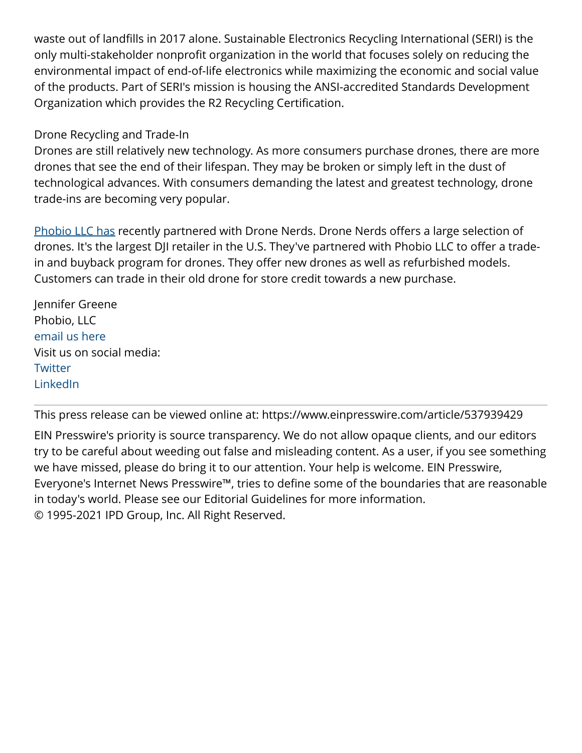waste out of landfills in 2017 alone. Sustainable Electronics Recycling International (SERI) is the only multi-stakeholder nonprofit organization in the world that focuses solely on reducing the environmental impact of end-of-life electronics while maximizing the economic and social value of the products. Part of SERI's mission is housing the ANSI-accredited Standards Development Organization which provides the R2 Recycling Certification.

Drone Recycling and Trade-In
Drones are still relatively new technology. As more consumers purchase drones, there are more drones that see the end of their lifespan. They may be broken or simply left in the dust of technological advances. With consumers demanding the latest and greatest technology, drone trade-ins are becoming very popular.

Phobio LLC has recently partnered with Drone Nerds. Drone Nerds offers a large selection of drones. It's the largest DJI retailer in the U.S. They've partnered with Phobio LLC to offer a trade-in and buyback program for drones. They offer new drones as well as refurbished models. Customers can trade in their old drone for store credit towards a new purchase.

Jennifer Greene
Phobio, LLC
email us here
Visit us on social media:
Twitter
LinkedIn

---

This press release can be viewed online at: https://www.einpresswire.com/article/537939429

EIN Presswire's priority is source transparency. We do not allow opaque clients, and our editors try to be careful about weeding out false and misleading content. As a user, if you see something we have missed, please do bring it to our attention. Your help is welcome. EIN Presswire, Everyone's Internet News Presswire™, tries to define some of the boundaries that are reasonable in today's world. Please see our Editorial Guidelines for more information.
© 1995-2021 IPD Group, Inc. All Right Reserved.